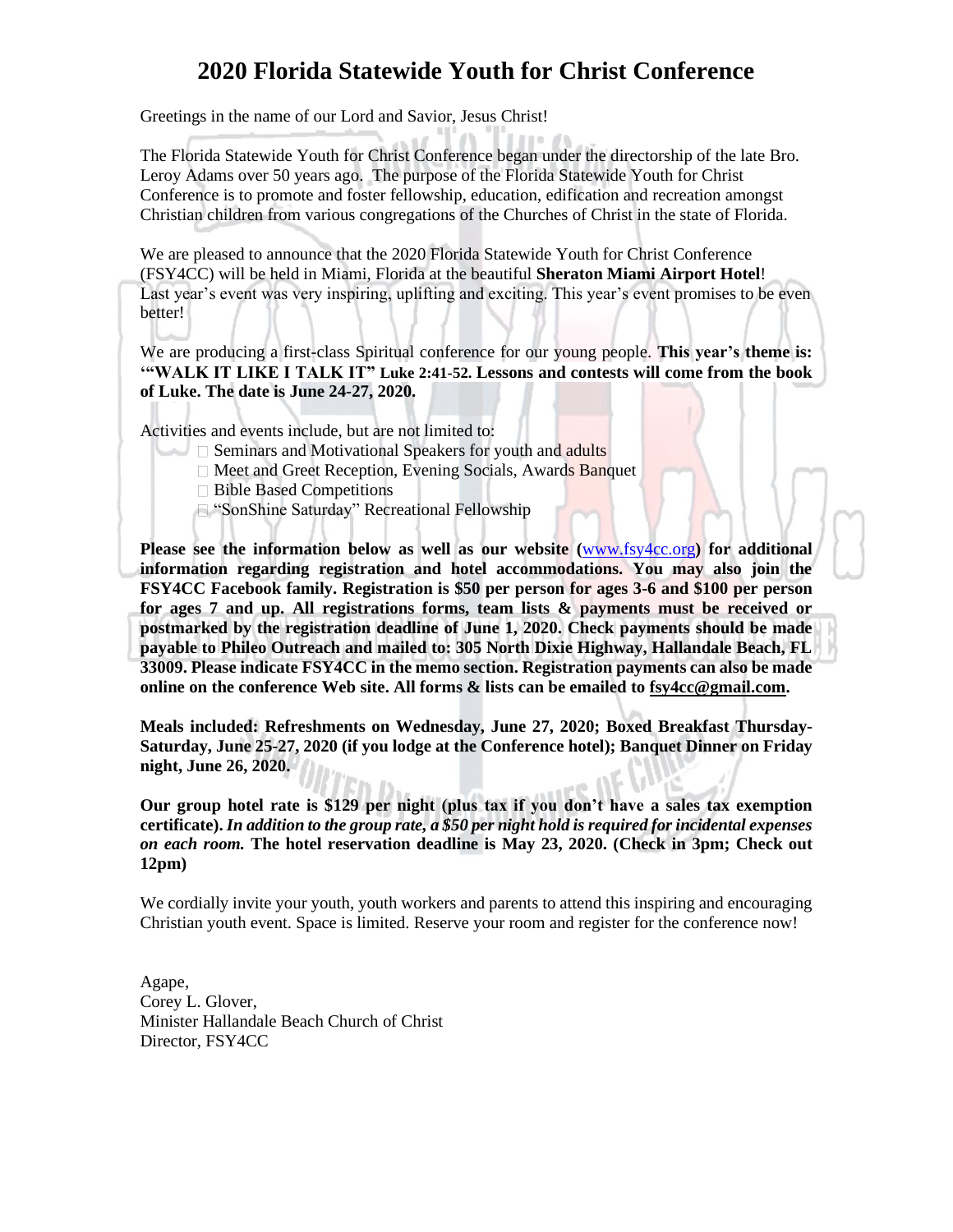# 2020 Florida Statewide Youth for Christ Conference

Greetings in the name of our Lord and Savior, Jesus Christ!

The Florida Statewide Youth for Christ Conference began under the directorship of the late Bro. Leroy Adams over 50 years ago. The purpose of the Florida Statewide Youth for Christ Conference is to promote and foster fellowship, education, edification and recreation amongst Christian children from various congregations of the Churches of Christ in the state of Florida.

We are pleased to announce that the 2020 Florida Statewide Youth for Christ Conference (FSY4CC) will be held in Miami, Florida at the beautiful **Sheraton Miami Airport Hotel**! Last year's event was very inspiring, uplifting and exciting. This year's event promises to be even better!

We are producing a first-class Spiritual conference for our young people. **This year's theme is: '"WALK IT LIKE I TALK IT" Luke 2:41-52. Lessons and contests will come from the book of Luke. The date is June 24-27, 2020.**

Activities and events include, but are not limited to:

- Seminars and Motivational Speakers for youth and adults
- Meet and Greet Reception, Evening Socials, Awards Banquet
- Bible Based Competitions
- "SonShine Saturday" Recreational Fellowship

**Please see the information below as well as our website (www.fsy4cc.org) for additional information regarding registration and hotel accommodations. You may also join the FSY4CC Facebook family. Registration is $50 per person for ages 3-6 and $100 per person for ages 7 and up. All registrations forms, team lists & payments must be received or postmarked by the registration deadline of June 1, 2020. Check payments should be made payable to Phileo Outreach and mailed to: 305 North Dixie Highway, Hallandale Beach, FL 33009. Please indicate FSY4CC in the memo section. Registration payments can also be made online on the conference Web site. All forms & lists can be emailed to fsy4cc@gmail.com.**

**Meals included: Refreshments on Wednesday, June 27, 2020; Boxed Breakfast Thursday-Saturday, June 25-27, 2020 (if you lodge at the Conference hotel); Banquet Dinner on Friday night, June 26, 2020.**

**Our group hotel rate is $129 per night (plus tax if you don't have a sales tax exemption certificate).** ***In addition to the group rate, a $50 per night hold is required for incidental expenses on each room.*** **The hotel reservation deadline is May 23, 2020. (Check in 3pm; Check out 12pm)**

We cordially invite your youth, youth workers and parents to attend this inspiring and encouraging Christian youth event. Space is limited. Reserve your room and register for the conference now!

Agape,  
Corey L. Glover,  
Minister Hallandale Beach Church of Christ  
Director, FSY4CC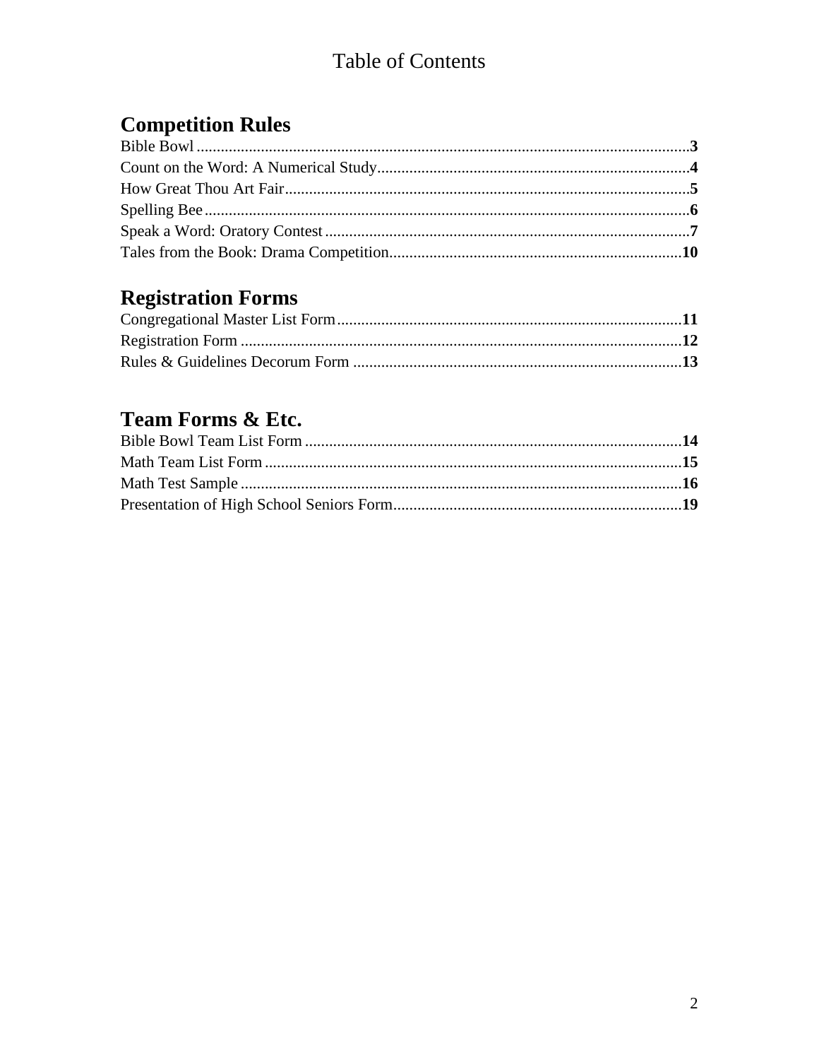# Table of Contents

## Competition Rules

Bible Bowl ........................................................ **3**
Count on the Word: A Numerical Study ........................................................ **4**
How Great Thou Art Fair ........................................................ **5**
Spelling Bee ........................................................ **6**
Speak a Word: Oratory Contest ........................................................ **7**
Tales from the Book: Drama Competition ........................................................ **10**

## Registration Forms

Congregational Master List Form ........................................................ **11**
Registration Form ........................................................ **12**
Rules & Guidelines Decorum Form ........................................................ **13**

## Team Forms & Etc.

Bible Bowl Team List Form ........................................................ **14**
Math Team List Form ........................................................ **15**
Math Test Sample ........................................................ **16**
Presentation of High School Seniors Form ........................................................ **19**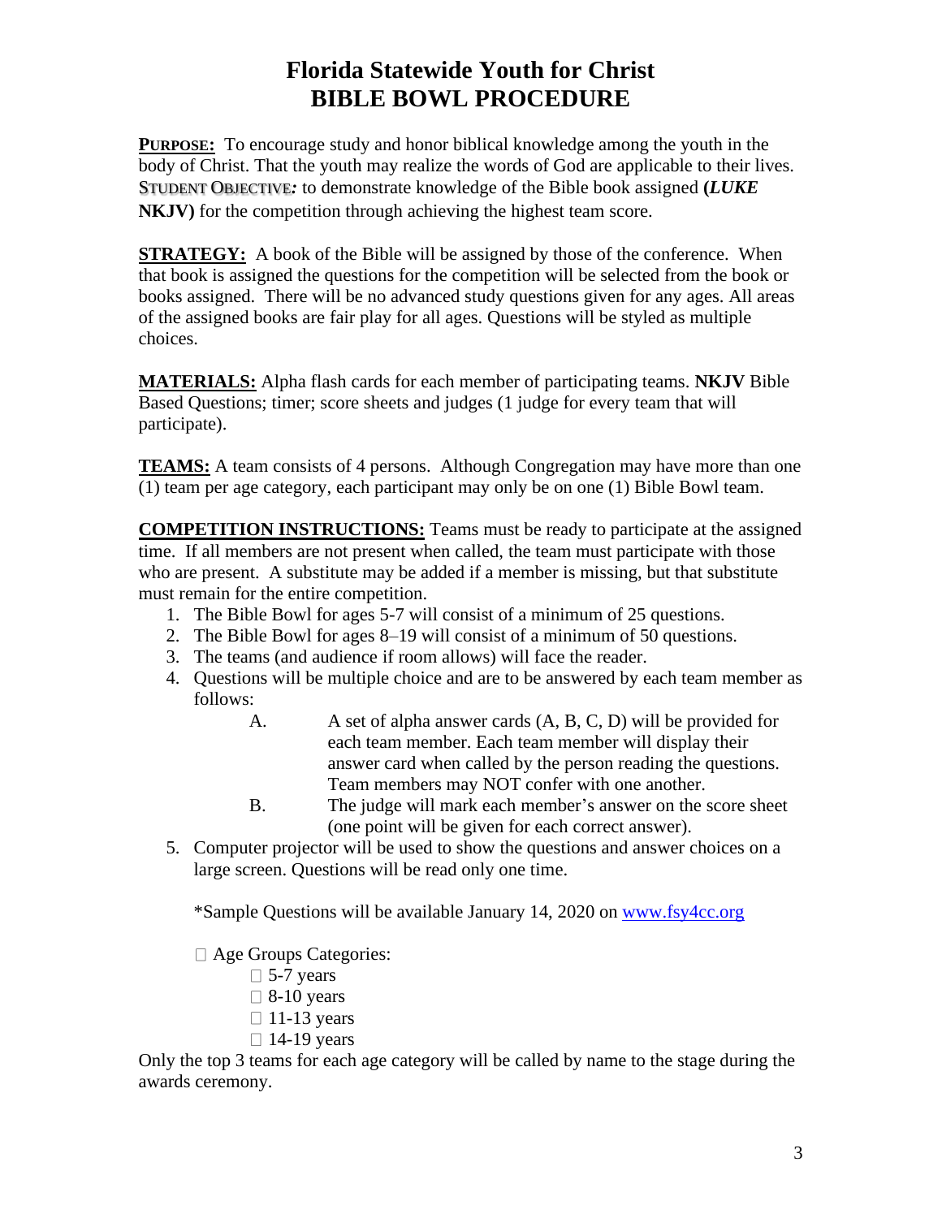# Florida Statewide Youth for Christ
# BIBLE BOWL PROCEDURE

**PURPOSE:** To encourage study and honor biblical knowledge among the youth in the body of Christ. That the youth may realize the words of God are applicable to their lives. STUDENT OBJECTIVE*:* to demonstrate knowledge of the Bible book assigned **(*LUKE* NKJV)** for the competition through achieving the highest team score.

**STRATEGY:** A book of the Bible will be assigned by those of the conference. When that book is assigned the questions for the competition will be selected from the book or books assigned. There will be no advanced study questions given for any ages. All areas of the assigned books are fair play for all ages. Questions will be styled as multiple choices.

**MATERIALS:** Alpha flash cards for each member of participating teams. **NKJV** Bible Based Questions; timer; score sheets and judges (1 judge for every team that will participate).

**TEAMS:** A team consists of 4 persons. Although Congregation may have more than one (1) team per age category, each participant may only be on one (1) Bible Bowl team.

**COMPETITION INSTRUCTIONS:** Teams must be ready to participate at the assigned time. If all members are not present when called, the team must participate with those who are present. A substitute may be added if a member is missing, but that substitute must remain for the entire competition.

1. The Bible Bowl for ages 5-7 will consist of a minimum of 25 questions.
2. The Bible Bowl for ages 8–19 will consist of a minimum of 50 questions.
3. The teams (and audience if room allows) will face the reader.
4. Questions will be multiple choice and are to be answered by each team member as follows:
   - A. A set of alpha answer cards (A, B, C, D) will be provided for each team member. Each team member will display their answer card when called by the person reading the questions. Team members may NOT confer with one another.
   - B. The judge will mark each member's answer on the score sheet (one point will be given for each correct answer).
5. Computer projector will be used to show the questions and answer choices on a large screen. Questions will be read only one time.

   *Sample Questions will be available January 14, 2020 on [www.fsy4cc.org](http://www.fsy4cc.org)

- Age Groups Categories:
  - 5-7 years
  - 8-10 years
  - 11-13 years
  - 14-19 years

Only the top 3 teams for each age category will be called by name to the stage during the awards ceremony.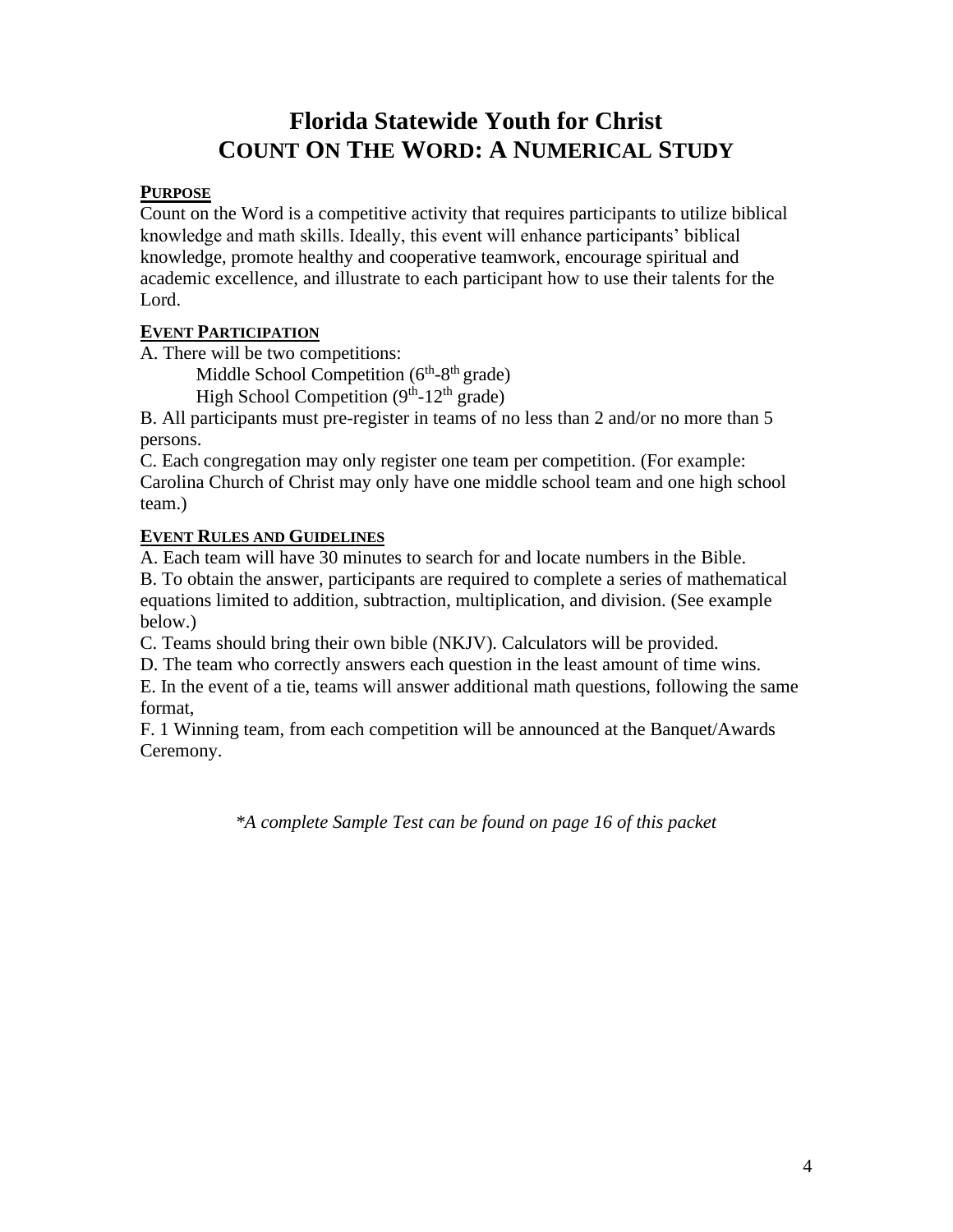# Florida Statewide Youth for Christ
# COUNT ON THE WORD: A NUMERICAL STUDY

**PURPOSE**

Count on the Word is a competitive activity that requires participants to utilize biblical knowledge and math skills. Ideally, this event will enhance participants' biblical knowledge, promote healthy and cooperative teamwork, encourage spiritual and academic excellence, and illustrate to each participant how to use their talents for the Lord.

**EVENT PARTICIPATION**

A. There will be two competitions:

Middle School Competition (6th-8th grade)

High School Competition (9th-12th grade)

B. All participants must pre-register in teams of no less than 2 and/or no more than 5 persons.

C. Each congregation may only register one team per competition. (For example: Carolina Church of Christ may only have one middle school team and one high school team.)

**EVENT RULES AND GUIDELINES**

A. Each team will have 30 minutes to search for and locate numbers in the Bible.

B. To obtain the answer, participants are required to complete a series of mathematical equations limited to addition, subtraction, multiplication, and division. (See example below.)

C. Teams should bring their own bible (NKJV). Calculators will be provided.

D. The team who correctly answers each question in the least amount of time wins.

E. In the event of a tie, teams will answer additional math questions, following the same format,

F. 1 Winning team, from each competition will be announced at the Banquet/Awards Ceremony.

*\*A complete Sample Test can be found on page 16 of this packet*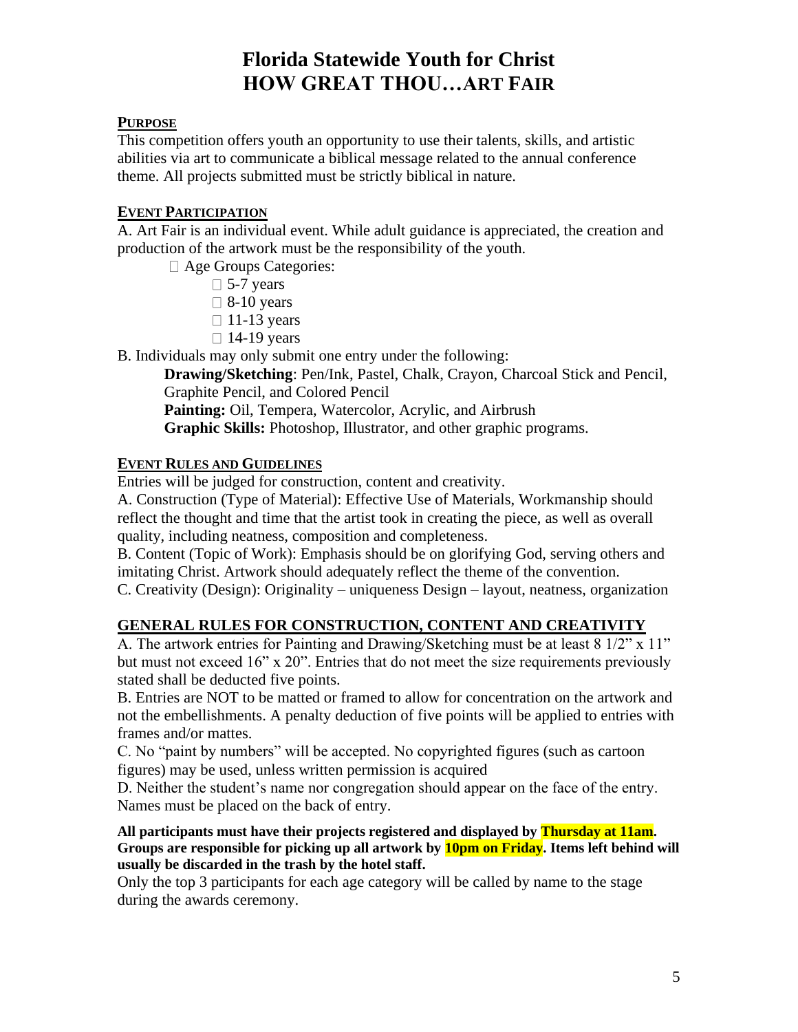# Florida Statewide Youth for Christ
# HOW GREAT THOU…ART FAIR

## PURPOSE

This competition offers youth an opportunity to use their talents, skills, and artistic abilities via art to communicate a biblical message related to the annual conference theme. All projects submitted must be strictly biblical in nature.

## EVENT PARTICIPATION

A. Art Fair is an individual event. While adult guidance is appreciated, the creation and production of the artwork must be the responsibility of the youth.

- Age Groups Categories:
  - 5-7 years
  - 8-10 years
  - 11-13 years
  - 14-19 years

B. Individuals may only submit one entry under the following:

**Drawing/Sketching**: Pen/Ink, Pastel, Chalk, Crayon, Charcoal Stick and Pencil, Graphite Pencil, and Colored Pencil

**Painting:** Oil, Tempera, Watercolor, Acrylic, and Airbrush

**Graphic Skills:** Photoshop, Illustrator, and other graphic programs.

## EVENT RULES AND GUIDELINES

Entries will be judged for construction, content and creativity.

A. Construction (Type of Material): Effective Use of Materials, Workmanship should reflect the thought and time that the artist took in creating the piece, as well as overall quality, including neatness, composition and completeness.

B. Content (Topic of Work): Emphasis should be on glorifying God, serving others and imitating Christ. Artwork should adequately reflect the theme of the convention.

C. Creativity (Design): Originality – uniqueness Design – layout, neatness, organization

## GENERAL RULES FOR CONSTRUCTION, CONTENT AND CREATIVITY

A. The artwork entries for Painting and Drawing/Sketching must be at least 8 1/2" x 11" but must not exceed 16" x 20". Entries that do not meet the size requirements previously stated shall be deducted five points.

B. Entries are NOT to be matted or framed to allow for concentration on the artwork and not the embellishments. A penalty deduction of five points will be applied to entries with frames and/or mattes.

C. No "paint by numbers" will be accepted. No copyrighted figures (such as cartoon figures) may be used, unless written permission is acquired

D. Neither the student's name nor congregation should appear on the face of the entry. Names must be placed on the back of entry.

**All participants must have their projects registered and displayed by Thursday at 11am. Groups are responsible for picking up all artwork by 10pm on Friday. Items left behind will usually be discarded in the trash by the hotel staff.**

Only the top 3 participants for each age category will be called by name to the stage during the awards ceremony.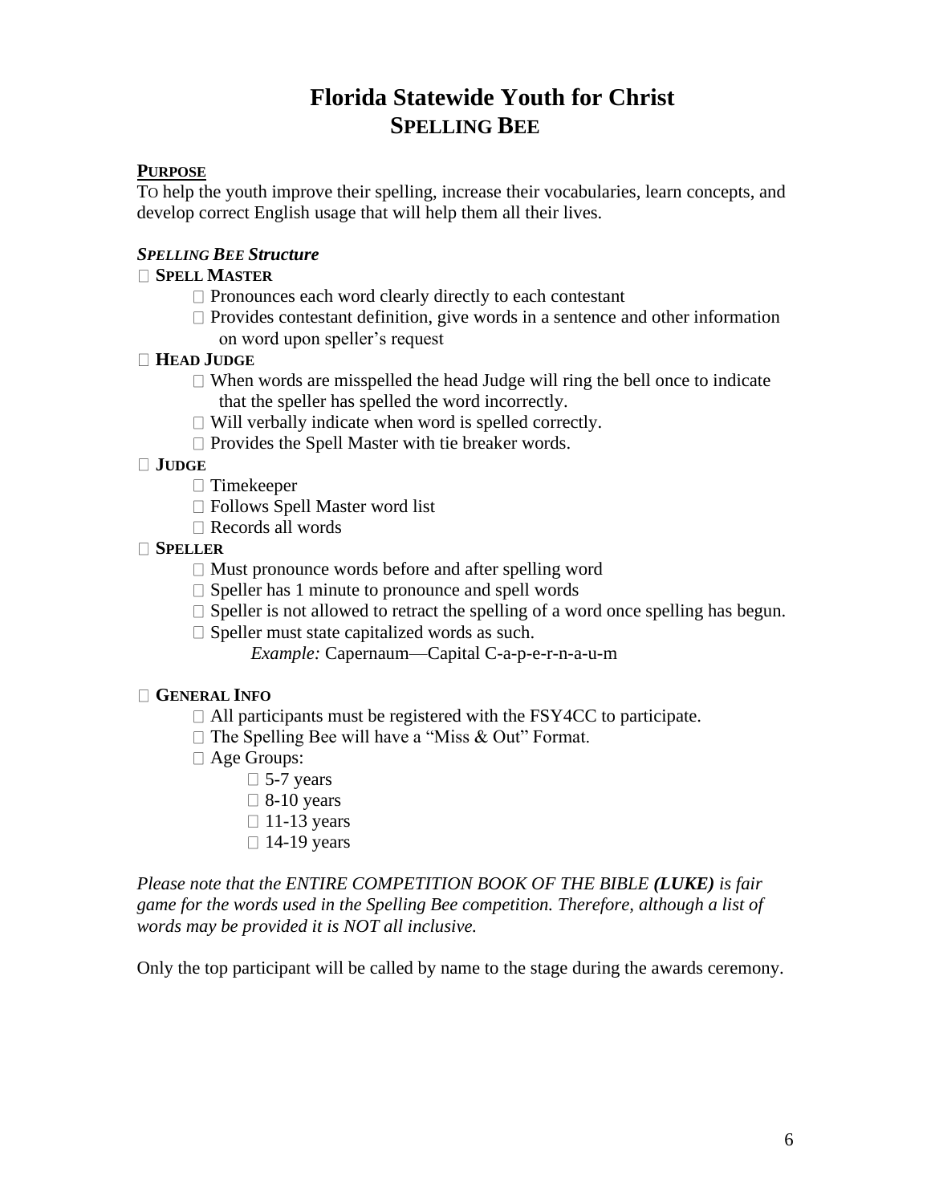# Florida Statewide Youth for Christ
## SPELLING BEE

**PURPOSE**

TO help the youth improve their spelling, increase their vocabularies, learn concepts, and develop correct English usage that will help them all their lives.

***SPELLING BEE Structure***

- **SPELL MASTER**
  - Pronounces each word clearly directly to each contestant
  - Provides contestant definition, give words in a sentence and other information on word upon speller's request
- **HEAD JUDGE**
  - When words are misspelled the head Judge will ring the bell once to indicate that the speller has spelled the word incorrectly.
  - Will verbally indicate when word is spelled correctly.
  - Provides the Spell Master with tie breaker words.
- **JUDGE**
  - Timekeeper
  - Follows Spell Master word list
  - Records all words
- **SPELLER**
  - Must pronounce words before and after spelling word
  - Speller has 1 minute to pronounce and spell words
  - Speller is not allowed to retract the spelling of a word once spelling has begun.
  - Speller must state capitalized words as such.

    *Example:* Capernaum—Capital C-a-p-e-r-n-a-u-m

- **GENERAL INFO**
  - All participants must be registered with the FSY4CC to participate.
  - The Spelling Bee will have a "Miss & Out" Format.
  - Age Groups:
    - 5-7 years
    - 8-10 years
    - 11-13 years
    - 14-19 years

*Please note that the ENTIRE COMPETITION BOOK OF THE BIBLE **(LUKE)** is fair game for the words used in the Spelling Bee competition. Therefore, although a list of words may be provided it is NOT all inclusive.*

Only the top participant will be called by name to the stage during the awards ceremony.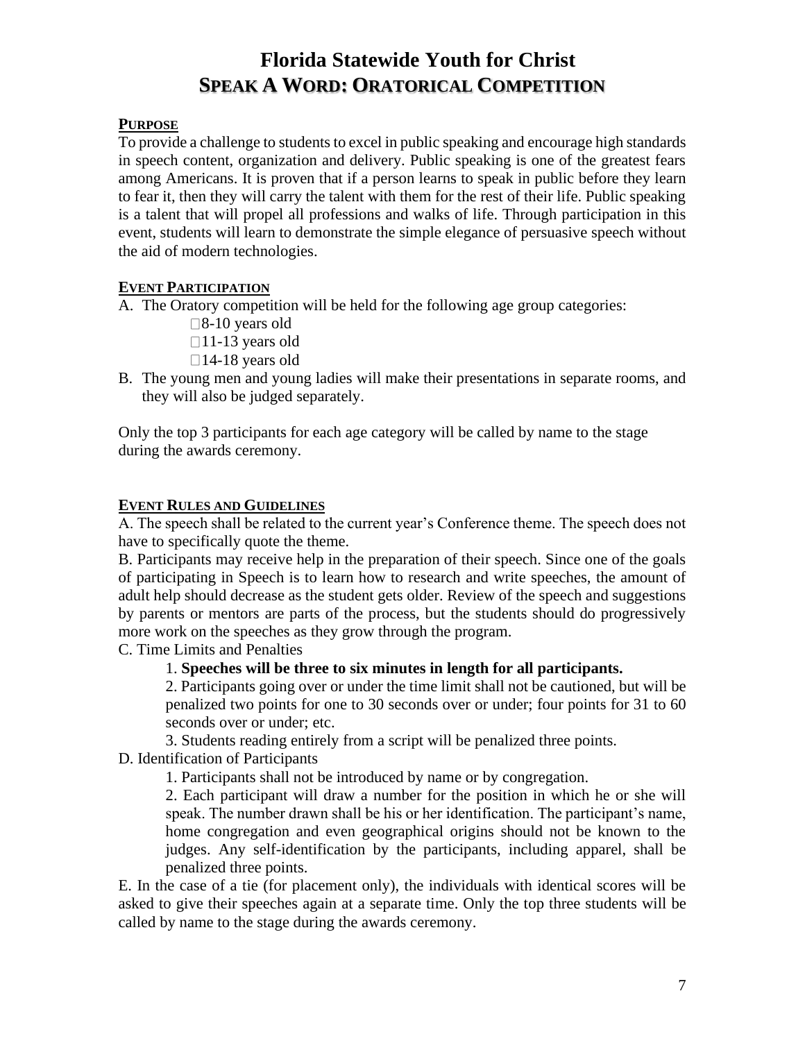# Florida Statewide Youth for Christ
## SPEAK A WORD: ORATORICAL COMPETITION

### PURPOSE

To provide a challenge to students to excel in public speaking and encourage high standards in speech content, organization and delivery. Public speaking is one of the greatest fears among Americans. It is proven that if a person learns to speak in public before they learn to fear it, then they will carry the talent with them for the rest of their life. Public speaking is a talent that will propel all professions and walks of life. Through participation in this event, students will learn to demonstrate the simple elegance of persuasive speech without the aid of modern technologies.

### EVENT PARTICIPATION

A. The Oratory competition will be held for the following age group categories:
- 8-10 years old
- 11-13 years old
- 14-18 years old

B. The young men and young ladies will make their presentations in separate rooms, and they will also be judged separately.

Only the top 3 participants for each age category will be called by name to the stage during the awards ceremony.

### EVENT RULES AND GUIDELINES

A. The speech shall be related to the current year's Conference theme. The speech does not have to specifically quote the theme.

B. Participants may receive help in the preparation of their speech. Since one of the goals of participating in Speech is to learn how to research and write speeches, the amount of adult help should decrease as the student gets older. Review of the speech and suggestions by parents or mentors are parts of the process, but the students should do progressively more work on the speeches as they grow through the program.

C. Time Limits and Penalties

1. **Speeches will be three to six minutes in length for all participants.**

2. Participants going over or under the time limit shall not be cautioned, but will be penalized two points for one to 30 seconds over or under; four points for 31 to 60 seconds over or under; etc.

3. Students reading entirely from a script will be penalized three points.

D. Identification of Participants

1. Participants shall not be introduced by name or by congregation.

2. Each participant will draw a number for the position in which he or she will speak. The number drawn shall be his or her identification. The participant's name, home congregation and even geographical origins should not be known to the judges. Any self-identification by the participants, including apparel, shall be penalized three points.

E. In the case of a tie (for placement only), the individuals with identical scores will be asked to give their speeches again at a separate time. Only the top three students will be called by name to the stage during the awards ceremony.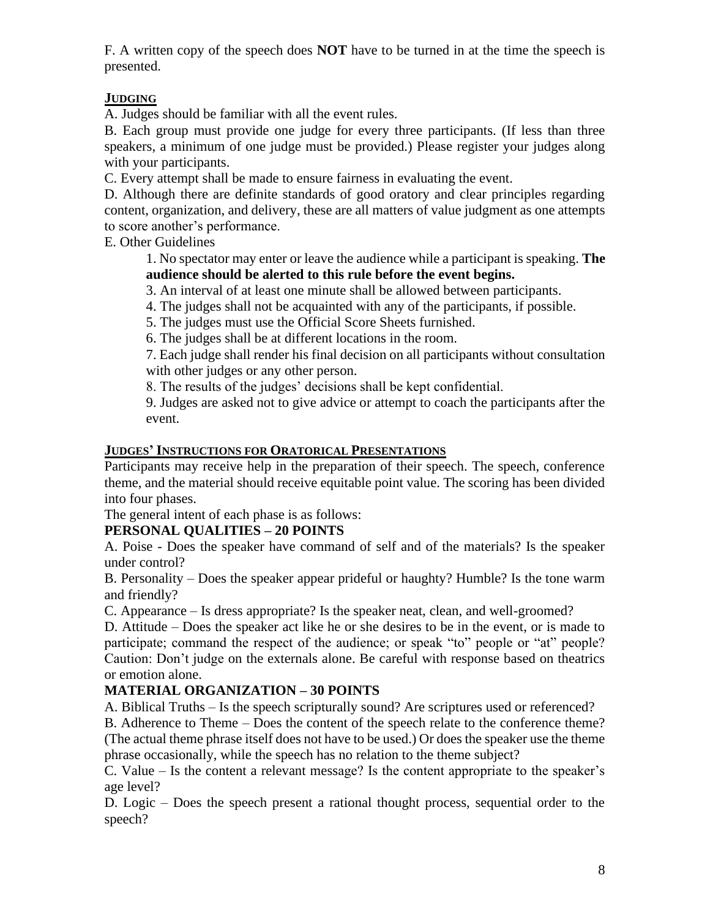F. A written copy of the speech does **NOT** have to be turned in at the time the speech is presented.

## JUDGING

A. Judges should be familiar with all the event rules.

B. Each group must provide one judge for every three participants. (If less than three speakers, a minimum of one judge must be provided.) Please register your judges along with your participants.

C. Every attempt shall be made to ensure fairness in evaluating the event.

D. Although there are definite standards of good oratory and clear principles regarding content, organization, and delivery, these are all matters of value judgment as one attempts to score another's performance.

E. Other Guidelines

1. No spectator may enter or leave the audience while a participant is speaking. **The audience should be alerted to this rule before the event begins.**
3. An interval of at least one minute shall be allowed between participants.
4. The judges shall not be acquainted with any of the participants, if possible.
5. The judges must use the Official Score Sheets furnished.
6. The judges shall be at different locations in the room.
7. Each judge shall render his final decision on all participants without consultation with other judges or any other person.
8. The results of the judges' decisions shall be kept confidential.
9. Judges are asked not to give advice or attempt to coach the participants after the event.

## JUDGES' INSTRUCTIONS FOR ORATORICAL PRESENTATIONS

Participants may receive help in the preparation of their speech. The speech, conference theme, and the material should receive equitable point value. The scoring has been divided into four phases.

The general intent of each phase is as follows:

### PERSONAL QUALITIES – 20 POINTS

A. Poise - Does the speaker have command of self and of the materials? Is the speaker under control?

B. Personality – Does the speaker appear prideful or haughty? Humble? Is the tone warm and friendly?

C. Appearance – Is dress appropriate? Is the speaker neat, clean, and well-groomed?

D. Attitude – Does the speaker act like he or she desires to be in the event, or is made to participate; command the respect of the audience; or speak "to" people or "at" people? Caution: Don't judge on the externals alone. Be careful with response based on theatrics or emotion alone.

### MATERIAL ORGANIZATION – 30 POINTS

A. Biblical Truths – Is the speech scripturally sound? Are scriptures used or referenced?

B. Adherence to Theme – Does the content of the speech relate to the conference theme? (The actual theme phrase itself does not have to be used.) Or does the speaker use the theme phrase occasionally, while the speech has no relation to the theme subject?

C. Value – Is the content a relevant message? Is the content appropriate to the speaker's age level?

D. Logic – Does the speech present a rational thought process, sequential order to the speech?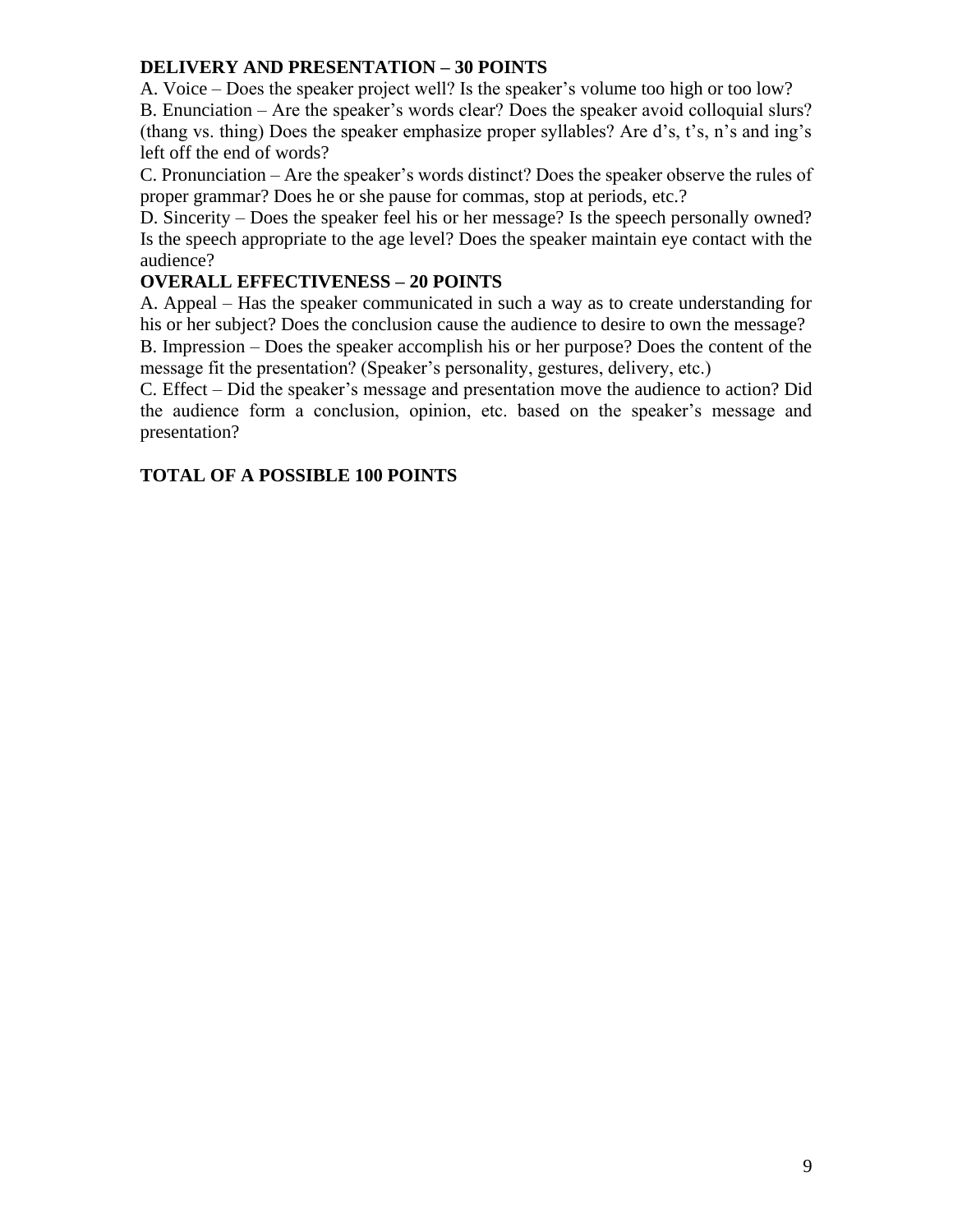**DELIVERY AND PRESENTATION – 30 POINTS**

A. Voice – Does the speaker project well? Is the speaker's volume too high or too low?

B. Enunciation – Are the speaker's words clear? Does the speaker avoid colloquial slurs? (thang vs. thing) Does the speaker emphasize proper syllables? Are d's, t's, n's and ing's left off the end of words?

C. Pronunciation – Are the speaker's words distinct? Does the speaker observe the rules of proper grammar? Does he or she pause for commas, stop at periods, etc.?

D. Sincerity – Does the speaker feel his or her message? Is the speech personally owned? Is the speech appropriate to the age level? Does the speaker maintain eye contact with the audience?

**OVERALL EFFECTIVENESS – 20 POINTS**

A. Appeal – Has the speaker communicated in such a way as to create understanding for his or her subject? Does the conclusion cause the audience to desire to own the message?

B. Impression – Does the speaker accomplish his or her purpose? Does the content of the message fit the presentation? (Speaker's personality, gestures, delivery, etc.)

C. Effect – Did the speaker's message and presentation move the audience to action? Did the audience form a conclusion, opinion, etc. based on the speaker's message and presentation?

**TOTAL OF A POSSIBLE 100 POINTS**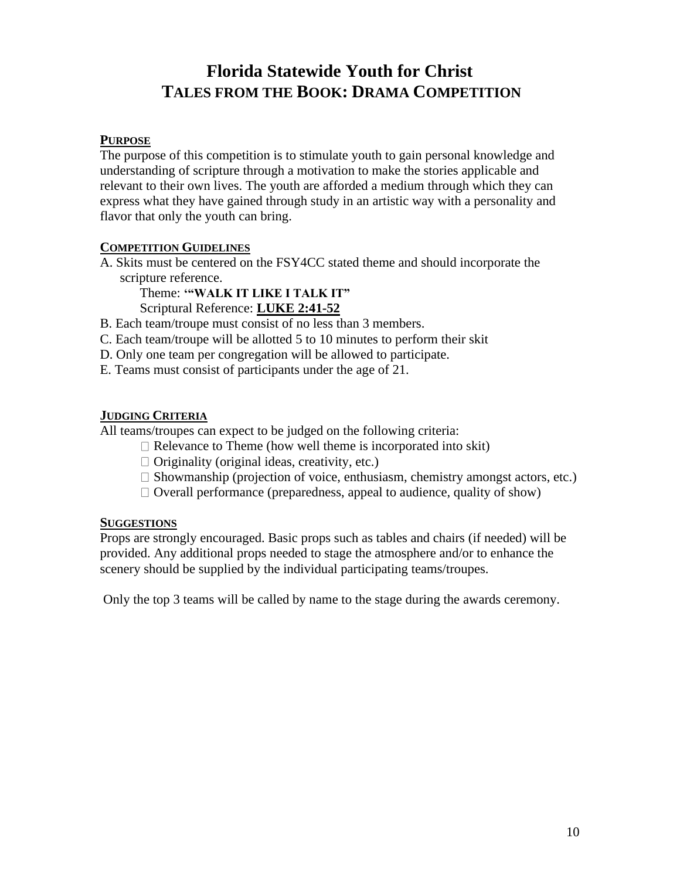# Florida Statewide Youth for Christ
# TALES FROM THE BOOK: DRAMA COMPETITION

## PURPOSE

The purpose of this competition is to stimulate youth to gain personal knowledge and understanding of scripture through a motivation to make the stories applicable and relevant to their own lives. The youth are afforded a medium through which they can express what they have gained through study in an artistic way with a personality and flavor that only the youth can bring.

## COMPETITION GUIDELINES

A. Skits must be centered on the FSY4CC stated theme and should incorporate the scripture reference.

Theme: **'"WALK IT LIKE I TALK IT"**

Scriptural Reference: **LUKE 2:41-52**

B. Each team/troupe must consist of no less than 3 members.

C. Each team/troupe will be allotted 5 to 10 minutes to perform their skit

D. Only one team per congregation will be allowed to participate.

E. Teams must consist of participants under the age of 21.

## JUDGING CRITERIA

All teams/troupes can expect to be judged on the following criteria:

- Relevance to Theme (how well theme is incorporated into skit)
- Originality (original ideas, creativity, etc.)
- Showmanship (projection of voice, enthusiasm, chemistry amongst actors, etc.)
- Overall performance (preparedness, appeal to audience, quality of show)

## SUGGESTIONS

Props are strongly encouraged. Basic props such as tables and chairs (if needed) will be provided. Any additional props needed to stage the atmosphere and/or to enhance the scenery should be supplied by the individual participating teams/troupes.

Only the top 3 teams will be called by name to the stage during the awards ceremony.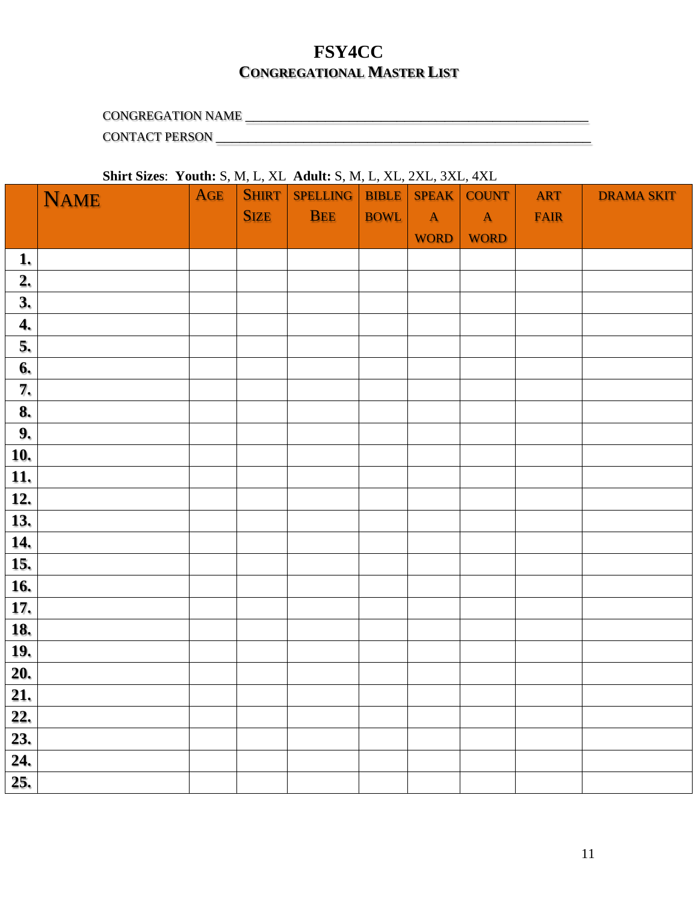# FSY4CC
## Congregational Master List

CONGREGATION NAME ______________________________________________________

CONTACT PERSON __________________________________________________________

**Shirt Sizes**: **Youth:** S, M, L, XL **Adult:** S, M, L, XL, 2XL, 3XL, 4XL

| | NAME | AGE | SHIRT SIZE | SPELLING BEE | BIBLE BOWL | SPEAK A WORD | COUNT A WORD | ART FAIR | DRAMA SKIT |
|---|---|---|---|---|---|---|---|---|---|
| **1.** | | | | | | | | | |
| **2.** | | | | | | | | | |
| **3.** | | | | | | | | | |
| **4.** | | | | | | | | | |
| **5.** | | | | | | | | | |
| **6.** | | | | | | | | | |
| **7.** | | | | | | | | | |
| **8.** | | | | | | | | | |
| **9.** | | | | | | | | | |
| **10.** | | | | | | | | | |
| **11.** | | | | | | | | | |
| **12.** | | | | | | | | | |
| **13.** | | | | | | | | | |
| **14.** | | | | | | | | | |
| **15.** | | | | | | | | | |
| **16.** | | | | | | | | | |
| **17.** | | | | | | | | | |
| **18.** | | | | | | | | | |
| **19.** | | | | | | | | | |
| **20.** | | | | | | | | | |
| **21.** | | | | | | | | | |
| **22.** | | | | | | | | | |
| **23.** | | | | | | | | | |
| **24.** | | | | | | | | | |
| **25.** | | | | | | | | | |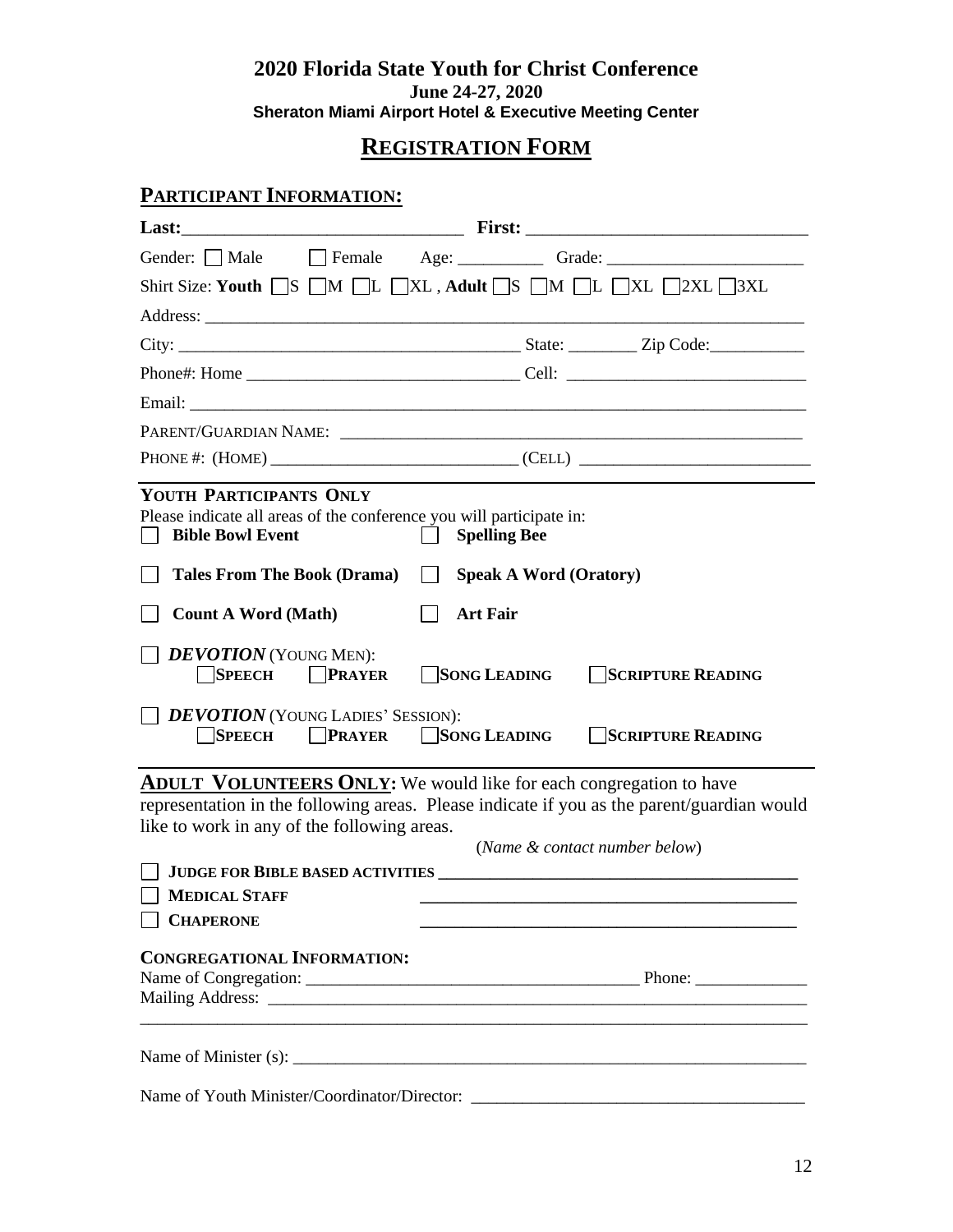# 2020 Florida State Youth for Christ Conference

**June 24-27, 2020**

**Sheraton Miami Airport Hotel & Executive Meeting Center**

## REGISTRATION FORM

### PARTICIPANT INFORMATION:

**Last:**_______________________________ **First:** _______________________________

Gender: ☐ Male ☐ Female Age: __________ Grade: ______________________

Shirt Size: **Youth** ☐S ☐M ☐L ☐XL , **Adult** ☐S ☐M ☐L ☐XL ☐2XL ☐3XL

Address: ______________________________________________________________________

City: ________________________________________ State: ________ Zip Code:___________

Phone#: Home _______________________________ Cell: ___________________________

Email: _________________________________________________________________________

PARENT/GUARDIAN NAME: ____________________________________________________

PHONE #: (HOME) ____________________________ (CELL) __________________________

---

**YOUTH PARTICIPANTS ONLY**

Please indicate all areas of the conference you will participate in:

☐ **Bible Bowl Event** ☐ **Spelling Bee**

☐ **Tales From The Book (Drama)** ☐ **Speak A Word (Oratory)**

☐ **Count A Word (Math)** ☐ **Art Fair**

☐ ***DEVOTION*** (YOUNG MEN):
☐**SPEECH** ☐**PRAYER** ☐**SONG LEADING** ☐**SCRIPTURE READING**

☐ ***DEVOTION*** (YOUNG LADIES' SESSION):
☐**SPEECH** ☐**PRAYER** ☐**SONG LEADING** ☐**SCRIPTURE READING**

---

**ADULT VOLUNTEERS ONLY:** We would like for each congregation to have representation in the following areas. Please indicate if you as the parent/guardian would like to work in any of the following areas.

(*Name & contact number below*)

☐ **JUDGE FOR BIBLE BASED ACTIVITIES** ____________________________________________

☐ **MEDICAL STAFF** ____________________________________________

☐ **CHAPERONE** ____________________________________________

**CONGREGATIONAL INFORMATION:**

Name of Congregation: ______________________________________ Phone: _____________

Mailing Address: _________________________________________________________________

_______________________________________________________________________________

Name of Minister (s): ______________________________________________________________

Name of Youth Minister/Coordinator/Director: _______________________________________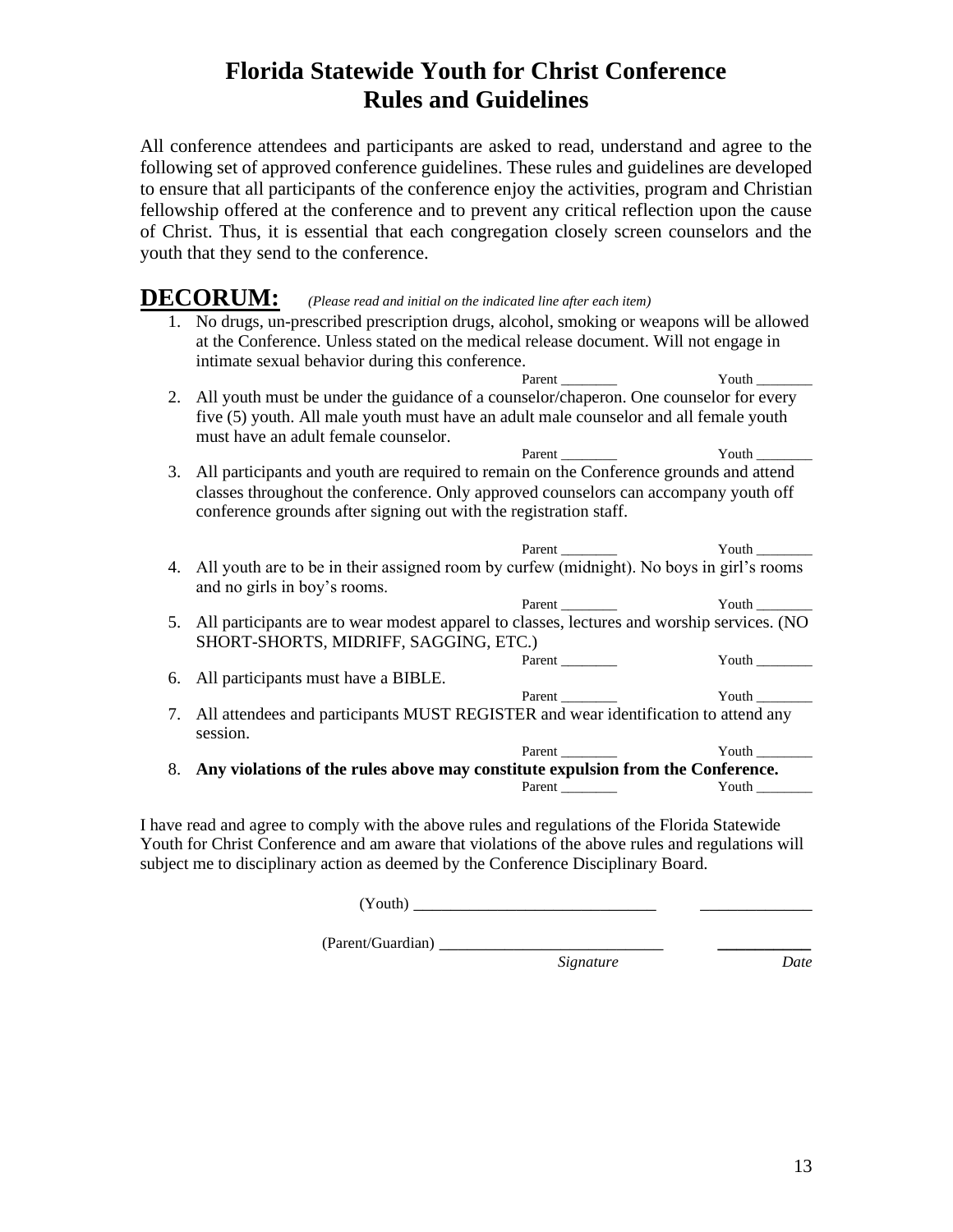# Florida Statewide Youth for Christ Conference
# Rules and Guidelines

All conference attendees and participants are asked to read, understand and agree to the following set of approved conference guidelines. These rules and guidelines are developed to ensure that all participants of the conference enjoy the activities, program and Christian fellowship offered at the conference and to prevent any critical reflection upon the cause of Christ. Thus, it is essential that each congregation closely screen counselors and the youth that they send to the conference.

## DECORUM: *(Please read and initial on the indicated line after each item)*

1. No drugs, un-prescribed prescription drugs, alcohol, smoking or weapons will be allowed at the Conference. Unless stated on the medical release document. Will not engage in intimate sexual behavior during this conference.

   Parent ________ Youth ________

2. All youth must be under the guidance of a counselor/chaperon. One counselor for every five (5) youth. All male youth must have an adult male counselor and all female youth must have an adult female counselor.

   Parent ________ Youth ________

3. All participants and youth are required to remain on the Conference grounds and attend classes throughout the conference. Only approved counselors can accompany youth off conference grounds after signing out with the registration staff.

   Parent ________ Youth ________

4. All youth are to be in their assigned room by curfew (midnight). No boys in girl's rooms and no girls in boy's rooms.

   Parent ________ Youth ________

5. All participants are to wear modest apparel to classes, lectures and worship services. (NO SHORT-SHORTS, MIDRIFF, SAGGING, ETC.)

   Parent ________ Youth ________

6. All participants must have a BIBLE.

   Parent ________ Youth ________

7. All attendees and participants MUST REGISTER and wear identification to attend any session.

   Parent ________ Youth ________

8. **Any violations of the rules above may constitute expulsion from the Conference.**

   Parent ________ Youth ________

I have read and agree to comply with the above rules and regulations of the Florida Statewide Youth for Christ Conference and am aware that violations of the above rules and regulations will subject me to disciplinary action as deemed by the Conference Disciplinary Board.

(Youth) ______________________________ ______________

(Parent/Guardian) ____________________________ ____________

*Signature* *Date*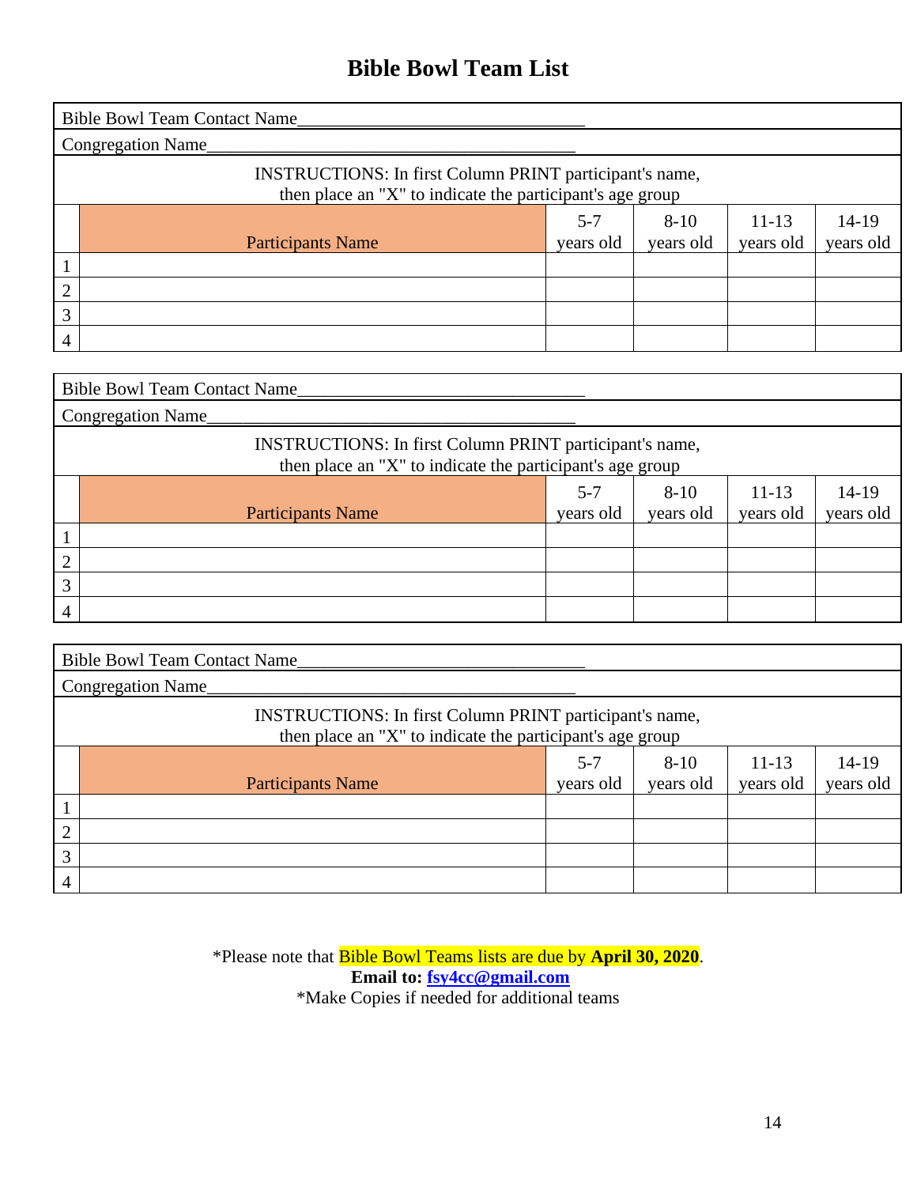# Bible Bowl Team List

Bible Bowl Team Contact Name________________________________

Congregation Name_________________________________________

INSTRUCTIONS: In first Column PRINT participant's name, then place an "X" to indicate the participant's age group

| | Participants Name | 5-7 years old | 8-10 years old | 11-13 years old | 14-19 years old |
|---|---|---|---|---|---|
| 1 | | | | | |
| 2 | | | | | |
| 3 | | | | | |
| 4 | | | | | |

Bible Bowl Team Contact Name________________________________

Congregation Name_________________________________________

INSTRUCTIONS: In first Column PRINT participant's name, then place an "X" to indicate the participant's age group

| | Participants Name | 5-7 years old | 8-10 years old | 11-13 years old | 14-19 years old |
|---|---|---|---|---|---|
| 1 | | | | | |
| 2 | | | | | |
| 3 | | | | | |
| 4 | | | | | |

Bible Bowl Team Contact Name________________________________

Congregation Name_________________________________________

INSTRUCTIONS: In first Column PRINT participant's name, then place an "X" to indicate the participant's age group

| | Participants Name | 5-7 years old | 8-10 years old | 11-13 years old | 14-19 years old |
|---|---|---|---|---|---|
| 1 | | | | | |
| 2 | | | | | |
| 3 | | | | | |
| 4 | | | | | |

*Please note that Bible Bowl Teams lists are due by **April 30, 2020**.

**Email to: fsy4cc@gmail.com**

*Make Copies if needed for additional teams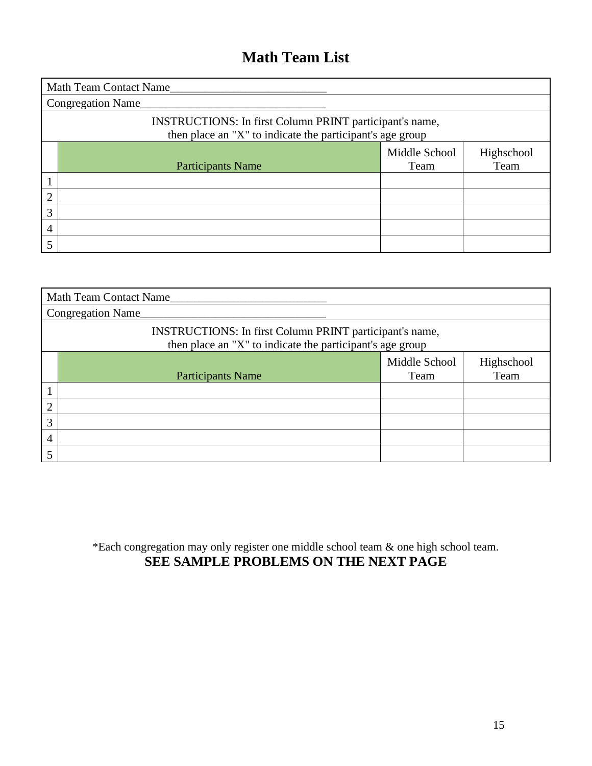# Math Team List

Math Team Contact Name___________________________

Congregation Name________________________________

INSTRUCTIONS: In first Column PRINT participant's name, then place an "X" to indicate the participant's age group

| | Participants Name | Middle School Team | Highschool Team |
|---|---|---|---|
| 1 | | | |
| 2 | | | |
| 3 | | | |
| 4 | | | |
| 5 | | | |

Math Team Contact Name___________________________

Congregation Name________________________________

INSTRUCTIONS: In first Column PRINT participant's name, then place an "X" to indicate the participant's age group

| | Participants Name | Middle School Team | Highschool Team |
|---|---|---|---|
| 1 | | | |
| 2 | | | |
| 3 | | | |
| 4 | | | |
| 5 | | | |

*Each congregation may only register one middle school team & one high school team.

**SEE SAMPLE PROBLEMS ON THE NEXT PAGE**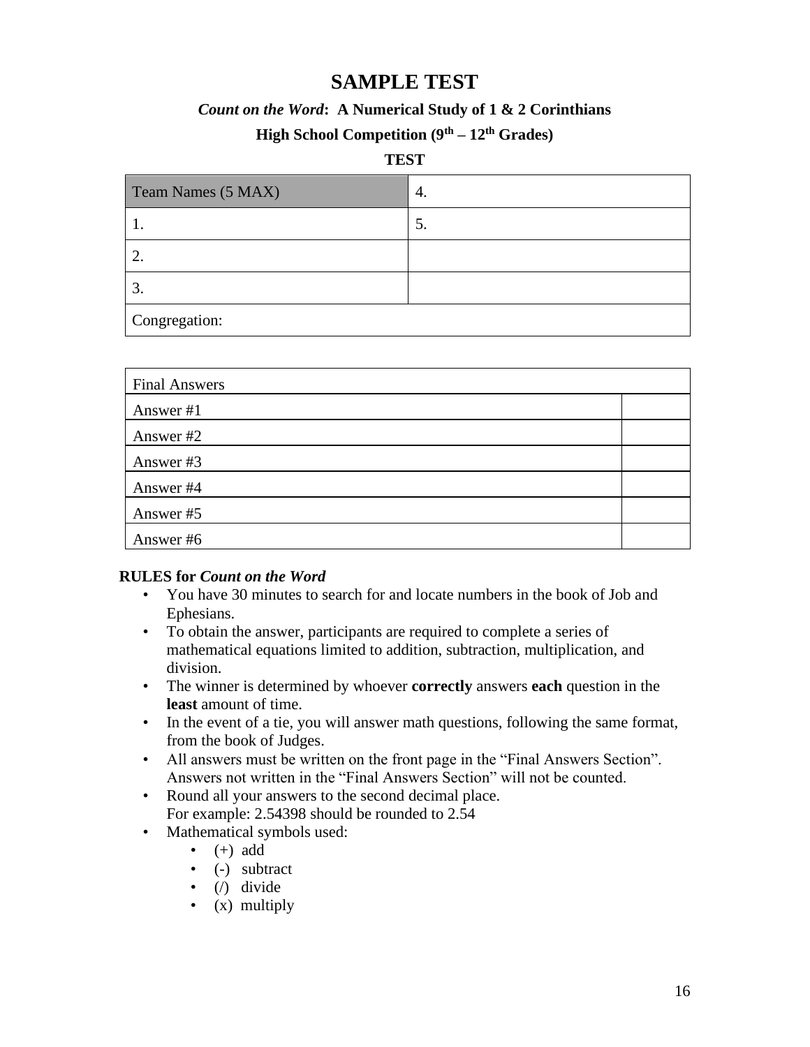# SAMPLE TEST

### *Count on the Word*: A Numerical Study of 1 & 2 Corinthians

### High School Competition (9th – 12th Grades)

**TEST**

| Team Names (5 MAX) | 4. |
|---|---|
| 1. | 5. |
| 2. | |
| 3. | |
| Congregation: | |

| Final Answers | |
|---|---|
| Answer #1 | |
| Answer #2 | |
| Answer #3 | |
| Answer #4 | |
| Answer #5 | |
| Answer #6 | |

**RULES for *Count on the Word***

- You have 30 minutes to search for and locate numbers in the book of Job and Ephesians.
- To obtain the answer, participants are required to complete a series of mathematical equations limited to addition, subtraction, multiplication, and division.
- The winner is determined by whoever **correctly** answers **each** question in the **least** amount of time.
- In the event of a tie, you will answer math questions, following the same format, from the book of Judges.
- All answers must be written on the front page in the "Final Answers Section". Answers not written in the "Final Answers Section" will not be counted.
- Round all your answers to the second decimal place.
  For example: 2.54398 should be rounded to 2.54
- Mathematical symbols used:
  - (+) add
  - (-) subtract
  - (/) divide
  - (x) multiply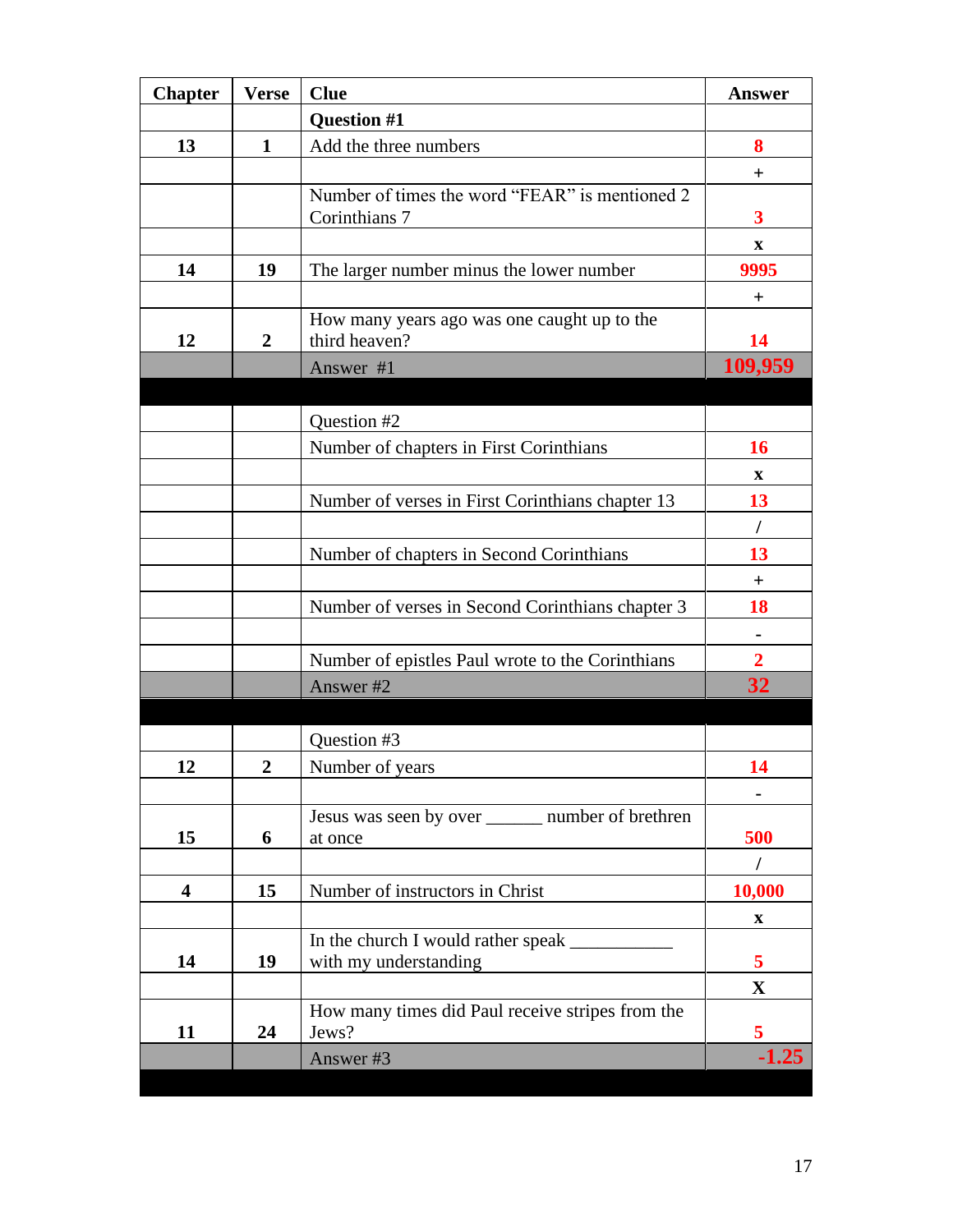| Chapter | Verse | Clue | Answer |
|---|---|---|---|
| | | **Question #1** | |
| **13** | **1** | Add the three numbers | **8** |
| | | | + |
| | | Number of times the word "FEAR" is mentioned 2 Corinthians 7 | **3** |
| | | | x |
| **14** | **19** | The larger number minus the lower number | **9995** |
| | | | + |
| **12** | **2** | How many years ago was one caught up to the third heaven? | **14** |
| | | Answer #1 | **109,959** |
| | | | |
| | | Question #2 | |
| | | Number of chapters in First Corinthians | **16** |
| | | | x |
| | | Number of verses in First Corinthians chapter 13 | **13** |
| | | | / |
| | | Number of chapters in Second Corinthians | **13** |
| | | | + |
| | | Number of verses in Second Corinthians chapter 3 | **18** |
| | | | - |
| | | Number of epistles Paul wrote to the Corinthians | **2** |
| | | Answer #2 | **32** |
| | | | |
| | | Question #3 | |
| **12** | **2** | Number of years | **14** |
| | | | - |
| **15** | **6** | Jesus was seen by over ______ number of brethren at once | **500** |
| | | | / |
| **4** | **15** | Number of instructors in Christ | **10,000** |
| | | | x |
| **14** | **19** | In the church I would rather speak ___________ with my understanding | **5** |
| | | | X |
| **11** | **24** | How many times did Paul receive stripes from the Jews? | **5** |
| | | Answer #3 | **-1.25** |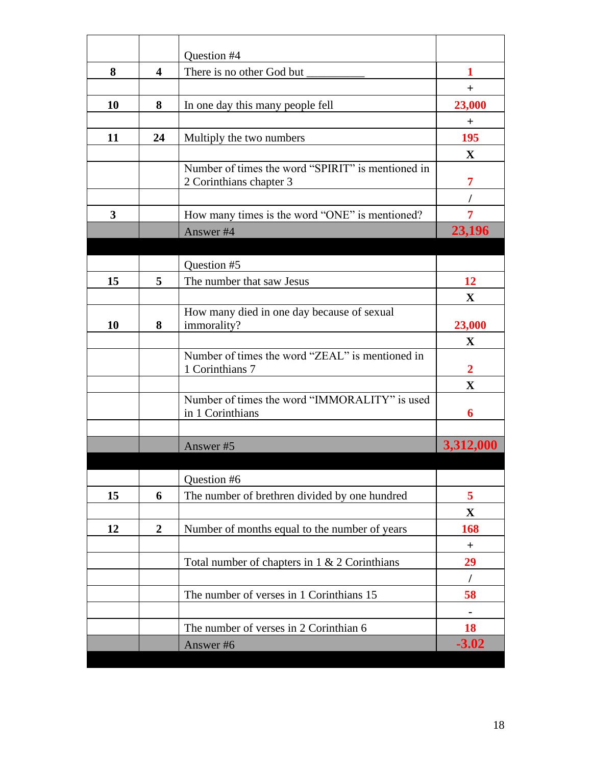| | | | |
|---|---|---|---|
| | | Question #4 | |
| **8** | **4** | There is no other God but __________ | **1** |
| | | | + |
| **10** | **8** | In one day this many people fell | **23,000** |
| | | | + |
| **11** | **24** | Multiply the two numbers | **195** |
| | | | **X** |
| | | Number of times the word "SPIRIT" is mentioned in 2 Corinthians chapter 3 | **7** |
| | | | / |
| **3** | | How many times is the word "ONE" is mentioned? | **7** |
| | | Answer #4 | **23,196** |
| | | | |
| | | Question #5 | |
| **15** | **5** | The number that saw Jesus | **12** |
| | | | **X** |
| **10** | **8** | How many died in one day because of sexual immorality? | **23,000** |
| | | | **X** |
| | | Number of times the word "ZEAL" is mentioned in 1 Corinthians 7 | **2** |
| | | | **X** |
| | | Number of times the word "IMMORALITY" is used in 1 Corinthians | **6** |
| | | | |
| | | Answer #5 | **3,312,000** |
| | | | |
| | | Question #6 | |
| **15** | **6** | The number of brethren divided by one hundred | **5** |
| | | | **X** |
| **12** | **2** | Number of months equal to the number of years | **168** |
| | | | + |
| | | Total number of chapters in 1 & 2 Corinthians | **29** |
| | | | / |
| | | The number of verses in 1 Corinthians 15 | **58** |
| | | | **-** |
| | | The number of verses in 2 Corinthian 6 | **18** |
| | | Answer #6 | **-3.02** |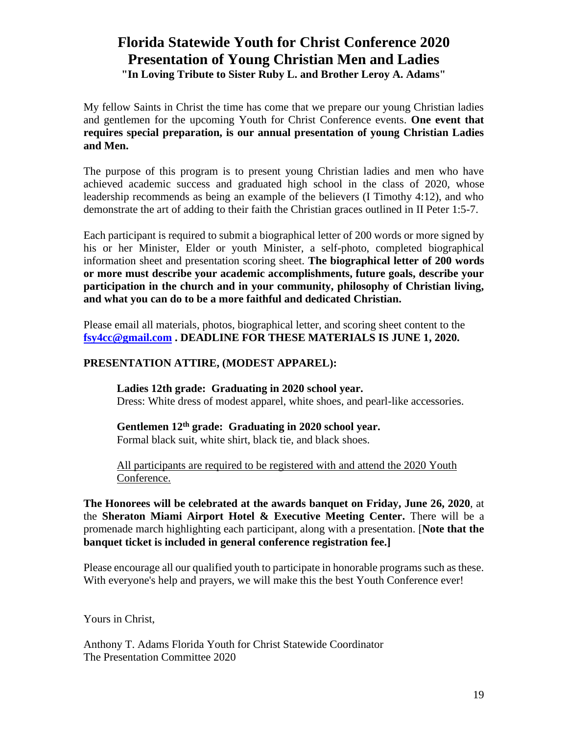# Florida Statewide Youth for Christ Conference 2020
# Presentation of Young Christian Men and Ladies

**"In Loving Tribute to Sister Ruby L. and Brother Leroy A. Adams"**

My fellow Saints in Christ the time has come that we prepare our young Christian ladies and gentlemen for the upcoming Youth for Christ Conference events. **One event that requires special preparation, is our annual presentation of young Christian Ladies and Men.**

The purpose of this program is to present young Christian ladies and men who have achieved academic success and graduated high school in the class of 2020, whose leadership recommends as being an example of the believers (I Timothy 4:12), and who demonstrate the art of adding to their faith the Christian graces outlined in II Peter 1:5-7.

Each participant is required to submit a biographical letter of 200 words or more signed by his or her Minister, Elder or youth Minister, a self-photo, completed biographical information sheet and presentation scoring sheet. **The biographical letter of 200 words or more must describe your academic accomplishments, future goals, describe your participation in the church and in your community, philosophy of Christian living, and what you can do to be a more faithful and dedicated Christian.**

Please email all materials, photos, biographical letter, and scoring sheet content to the [fsy4cc@gmail.com](mailto:fsy4cc@gmail.com) **. DEADLINE FOR THESE MATERIALS IS JUNE 1, 2020.**

**PRESENTATION ATTIRE, (MODEST APPAREL):**

**Ladies 12th grade: Graduating in 2020 school year.**
Dress: White dress of modest apparel, white shoes, and pearl-like accessories.

**Gentlemen 12th grade: Graduating in 2020 school year.**
Formal black suit, white shirt, black tie, and black shoes.

<u>All participants are required to be registered with and attend the 2020 Youth Conference.</u>

**The Honorees will be celebrated at the awards banquet on Friday, June 26, 2020**, at the **Sheraton Miami Airport Hotel & Executive Meeting Center.** There will be a promenade march highlighting each participant, along with a presentation. [**Note that the banquet ticket is included in general conference registration fee.]**

Please encourage all our qualified youth to participate in honorable programs such as these. With everyone's help and prayers, we will make this the best Youth Conference ever!

Yours in Christ,

Anthony T. Adams Florida Youth for Christ Statewide Coordinator
The Presentation Committee 2020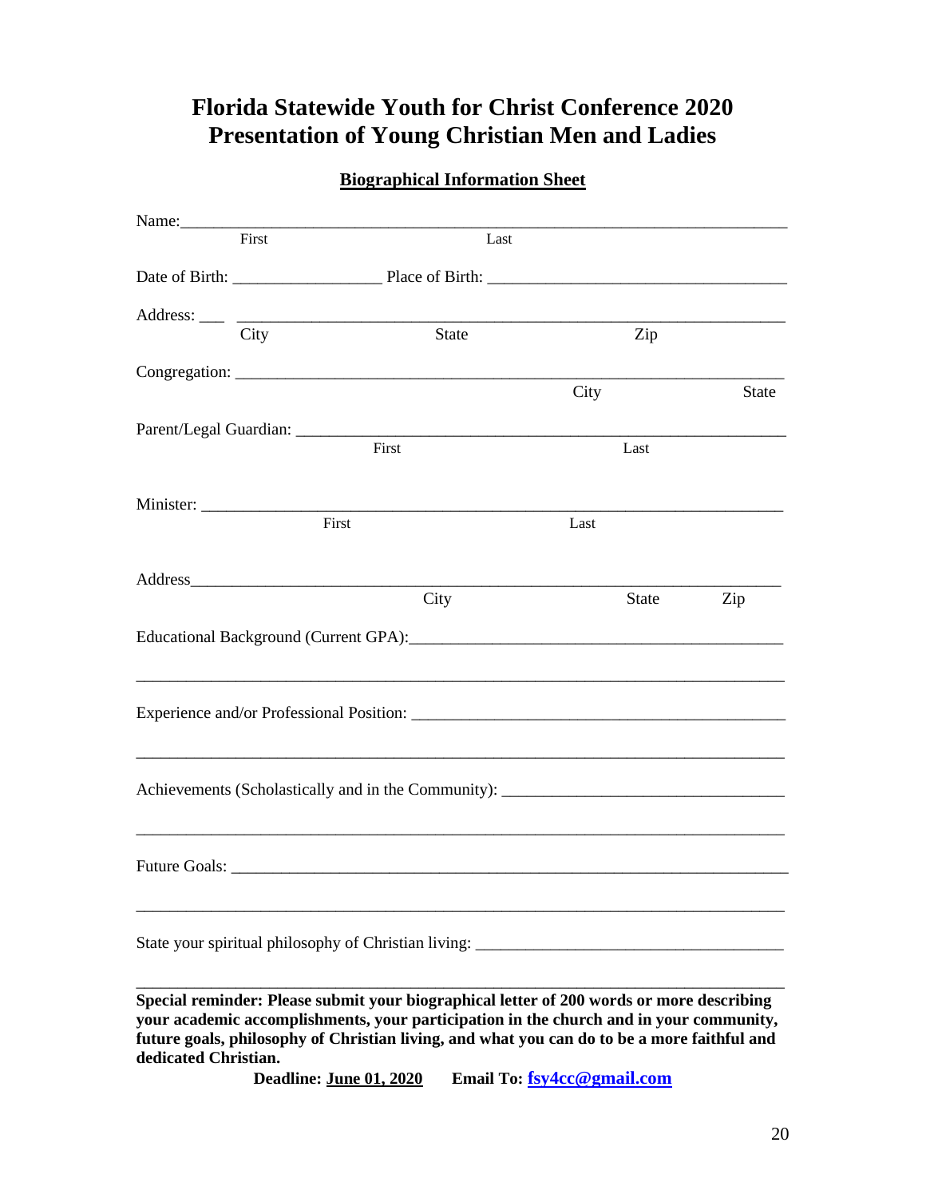# Florida Statewide Youth for Christ Conference 2020
# Presentation of Young Christian Men and Ladies

**Biographical Information Sheet**

Name:_______________________________________________________________________
First Last

Date of Birth: _________________ Place of Birth: ___________________________________

Address: ___ ______________________________________________________________
City State Zip

Congregation: ______________________________________________________________
City State

Parent/Legal Guardian: _______________________________________________________
First Last

Minister: ___________________________________________________________________
First Last

Address_____________________________________________________________________
City State Zip

Educational Background (Current GPA):_____________________________________________

___________________________________________________________________________

Experience and/or Professional Position: _____________________________________________

___________________________________________________________________________

Achievements (Scholastically and in the Community): __________________________________

___________________________________________________________________________

Future Goals: _______________________________________________________________

___________________________________________________________________________

State your spiritual philosophy of Christian living: ____________________________________

___________________________________________________________________________

**Special reminder: Please submit your biographical letter of 200 words or more describing your academic accomplishments, your participation in the church and in your community, future goals, philosophy of Christian living, and what you can do to be a more faithful and dedicated Christian.**

**Deadline: June 01, 2020 Email To: fsy4cc@gmail.com**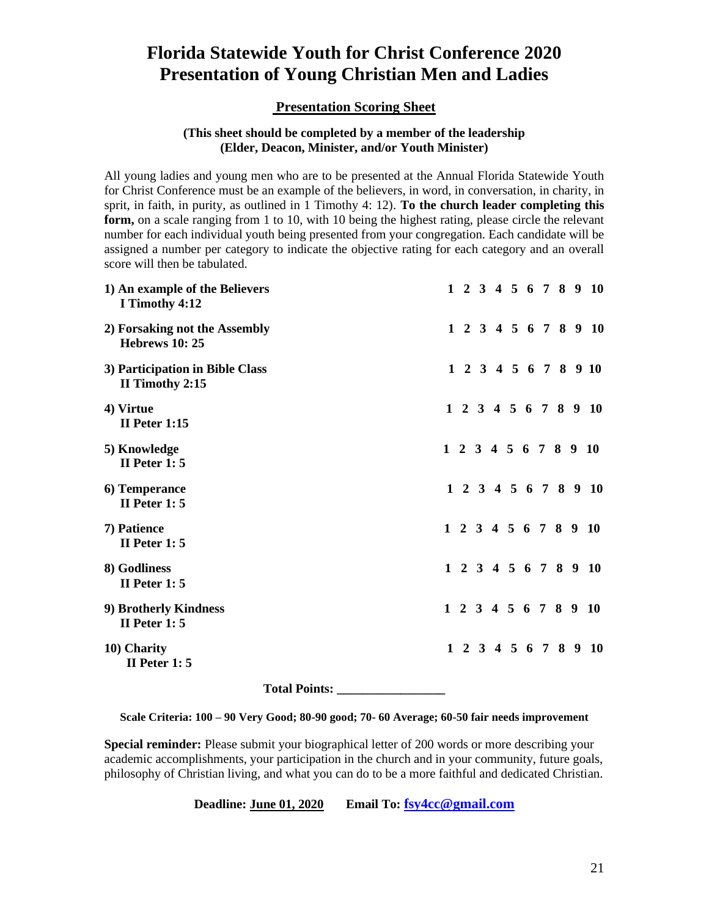# Florida Statewide Youth for Christ Conference 2020
# Presentation of Young Christian Men and Ladies

## Presentation Scoring Sheet

**(This sheet should be completed by a member of the leadership (Elder, Deacon, Minister, and/or Youth Minister)**

All young ladies and young men who are to be presented at the Annual Florida Statewide Youth for Christ Conference must be an example of the believers, in word, in conversation, in charity, in sprit, in faith, in purity, as outlined in 1 Timothy 4: 12). **To the church leader completing this form,** on a scale ranging from 1 to 10, with 10 being the highest rating, please circle the relevant number for each individual youth being presented from your congregation. Each candidate will be assigned a number per category to indicate the objective rating for each category and an overall score will then be tabulated.

**1) An example of the Believers**
**I Timothy 4:12** — **1 2 3 4 5 6 7 8 9 10**

**2) Forsaking not the Assembly**
**Hebrews 10: 25** — **1 2 3 4 5 6 7 8 9 10**

**3) Participation in Bible Class**
**II Timothy 2:15** — **1 2 3 4 5 6 7 8 9 10**

**4) Virtue**
**II Peter 1:15** — **1 2 3 4 5 6 7 8 9 10**

**5) Knowledge**
**II Peter 1: 5** — **1 2 3 4 5 6 7 8 9 10**

**6) Temperance**
**II Peter 1: 5** — **1 2 3 4 5 6 7 8 9 10**

**7) Patience**
**II Peter 1: 5** — **1 2 3 4 5 6 7 8 9 10**

**8) Godliness**
**II Peter 1: 5** — **1 2 3 4 5 6 7 8 9 10**

**9) Brotherly Kindness**
**II Peter 1: 5** — **1 2 3 4 5 6 7 8 9 10**

**10) Charity**
**II Peter 1: 5** — **1 2 3 4 5 6 7 8 9 10**

**Total Points: _________________**

**Scale Criteria: 100 – 90 Very Good; 80-90 good; 70- 60 Average; 60-50 fair needs improvement**

**Special reminder:** Please submit your biographical letter of 200 words or more describing your academic accomplishments, your participation in the church and in your community, future goals, philosophy of Christian living, and what you can do to be a more faithful and dedicated Christian.

**Deadline: June 01, 2020** **Email To: fsy4cc@gmail.com**